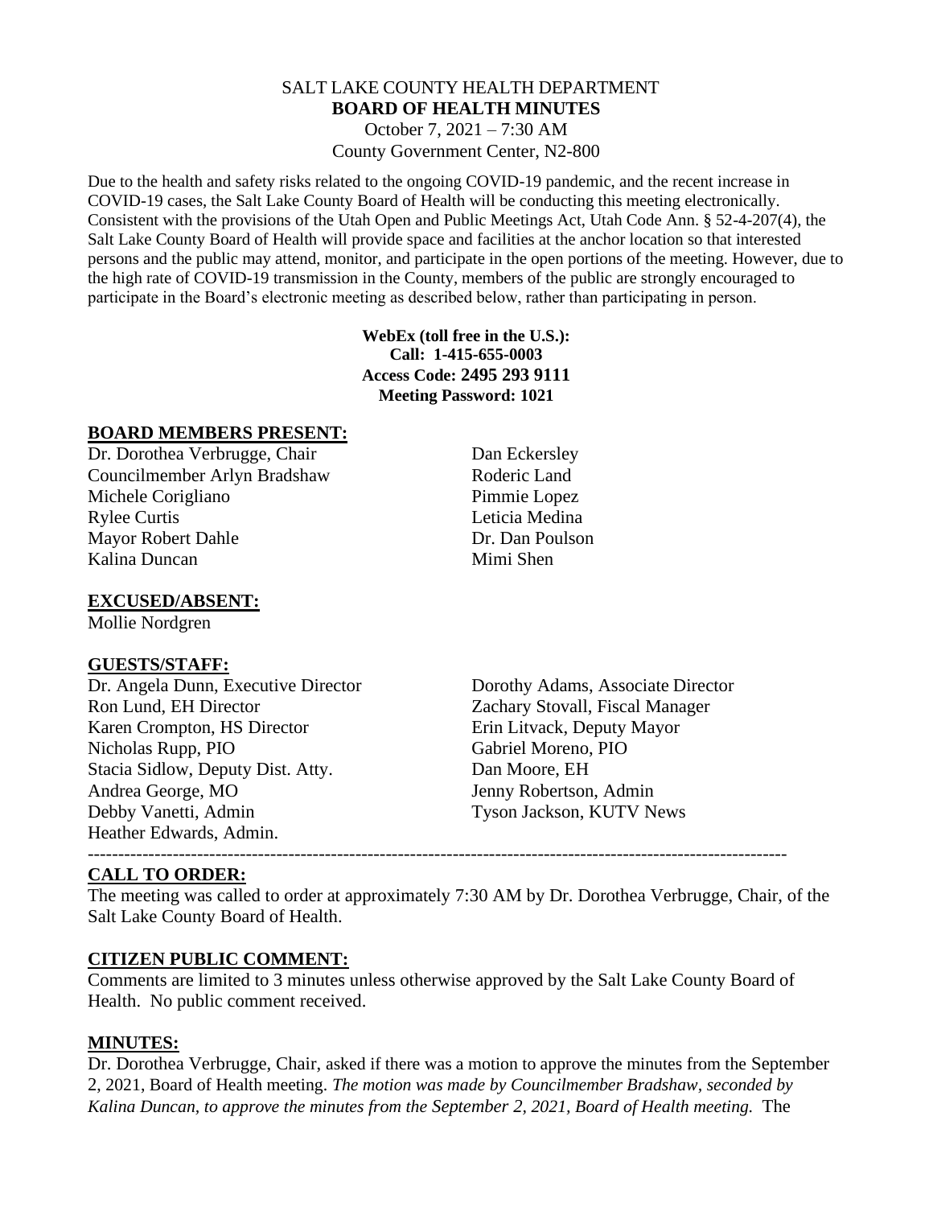SALT LAKE COUNTY HEALTH DEPARTMENT

# BOARD OF HEALTH MINUTES

October 7, 2021 – 7:30 AM

County Government Center, N2-800

Due to the health and safety risks related to the ongoing COVID-19 pandemic, and the recent increase in COVID-19 cases, the Salt Lake County Board of Health will be conducting this meeting electronically. Consistent with the provisions of the Utah Open and Public Meetings Act, Utah Code Ann. § 52-4-207(4), the Salt Lake County Board of Health will provide space and facilities at the anchor location so that interested persons and the public may attend, monitor, and participate in the open portions of the meeting. However, due to the high rate of COVID-19 transmission in the County, members of the public are strongly encouraged to participate in the Board's electronic meeting as described below, rather than participating in person.

**WebEx (toll free in the U.S.):**
**Call: 1-415-655-0003**
**Access Code: 2495 293 9111**
**Meeting Password: 1021**

## BOARD MEMBERS PRESENT:

Dr. Dorothea Verbrugge, Chair
Councilmember Arlyn Bradshaw
Michele Corigliano
Rylee Curtis
Mayor Robert Dahle
Kalina Duncan
Dan Eckersley
Roderic Land
Pimmie Lopez
Leticia Medina
Dr. Dan Poulson
Mimi Shen

## EXCUSED/ABSENT:

Mollie Nordgren

## GUESTS/STAFF:

Dr. Angela Dunn, Executive Director
Ron Lund, EH Director
Karen Crompton, HS Director
Nicholas Rupp, PIO
Stacia Sidlow, Deputy Dist. Atty.
Andrea George, MO
Debby Vanetti, Admin
Heather Edwards, Admin.
Dorothy Adams, Associate Director
Zachary Stovall, Fiscal Manager
Erin Litvack, Deputy Mayor
Gabriel Moreno, PIO
Dan Moore, EH
Jenny Robertson, Admin
Tyson Jackson, KUTV News

---

## CALL TO ORDER:

The meeting was called to order at approximately 7:30 AM by Dr. Dorothea Verbrugge, Chair, of the Salt Lake County Board of Health.

## CITIZEN PUBLIC COMMENT:

Comments are limited to 3 minutes unless otherwise approved by the Salt Lake County Board of Health. No public comment received.

## MINUTES:

Dr. Dorothea Verbrugge, Chair, asked if there was a motion to approve the minutes from the September 2, 2021, Board of Health meeting. *The motion was made by Councilmember Bradshaw, seconded by Kalina Duncan, to approve the minutes from the September 2, 2021, Board of Health meeting.* The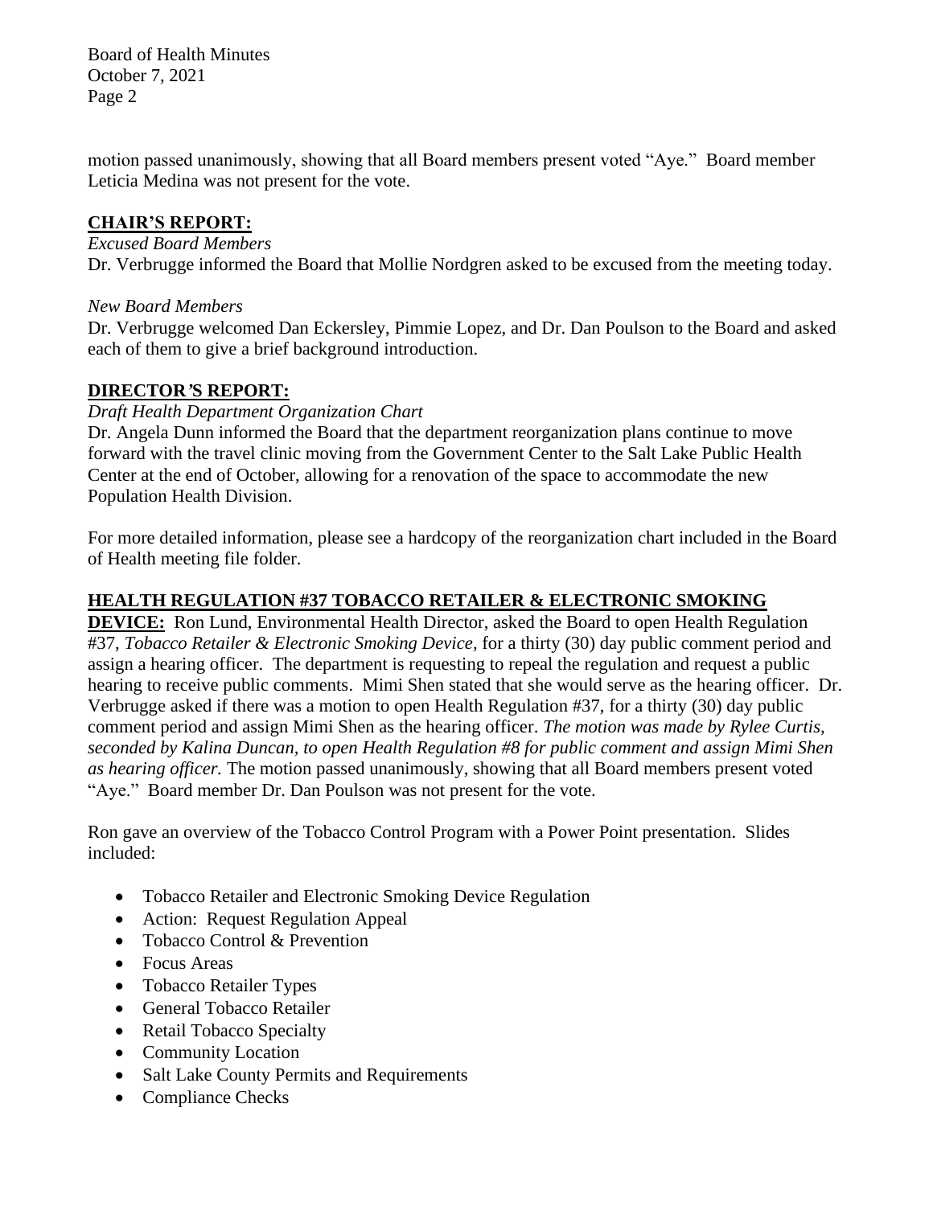motion passed unanimously, showing that all Board members present voted "Aye." Board member Leticia Medina was not present for the vote.

## CHAIR'S REPORT:

*Excused Board Members*

Dr. Verbrugge informed the Board that Mollie Nordgren asked to be excused from the meeting today.

*New Board Members*

Dr. Verbrugge welcomed Dan Eckersley, Pimmie Lopez, and Dr. Dan Poulson to the Board and asked each of them to give a brief background introduction.

## DIRECTOR'S REPORT:

*Draft Health Department Organization Chart*

Dr. Angela Dunn informed the Board that the department reorganization plans continue to move forward with the travel clinic moving from the Government Center to the Salt Lake Public Health Center at the end of October, allowing for a renovation of the space to accommodate the new Population Health Division.

For more detailed information, please see a hardcopy of the reorganization chart included in the Board of Health meeting file folder.

**HEALTH REGULATION #37 TOBACCO RETAILER & ELECTRONIC SMOKING DEVICE:** Ron Lund, Environmental Health Director, asked the Board to open Health Regulation #37, *Tobacco Retailer & Electronic Smoking Device*, for a thirty (30) day public comment period and assign a hearing officer. The department is requesting to repeal the regulation and request a public hearing to receive public comments. Mimi Shen stated that she would serve as the hearing officer. Dr. Verbrugge asked if there was a motion to open Health Regulation #37, for a thirty (30) day public comment period and assign Mimi Shen as the hearing officer. *The motion was made by Rylee Curtis, seconded by Kalina Duncan, to open Health Regulation #8 for public comment and assign Mimi Shen as hearing officer.* The motion passed unanimously, showing that all Board members present voted "Aye." Board member Dr. Dan Poulson was not present for the vote.

Ron gave an overview of the Tobacco Control Program with a Power Point presentation. Slides included:

- Tobacco Retailer and Electronic Smoking Device Regulation
- Action: Request Regulation Appeal
- Tobacco Control & Prevention
- Focus Areas
- Tobacco Retailer Types
- General Tobacco Retailer
- Retail Tobacco Specialty
- Community Location
- Salt Lake County Permits and Requirements
- Compliance Checks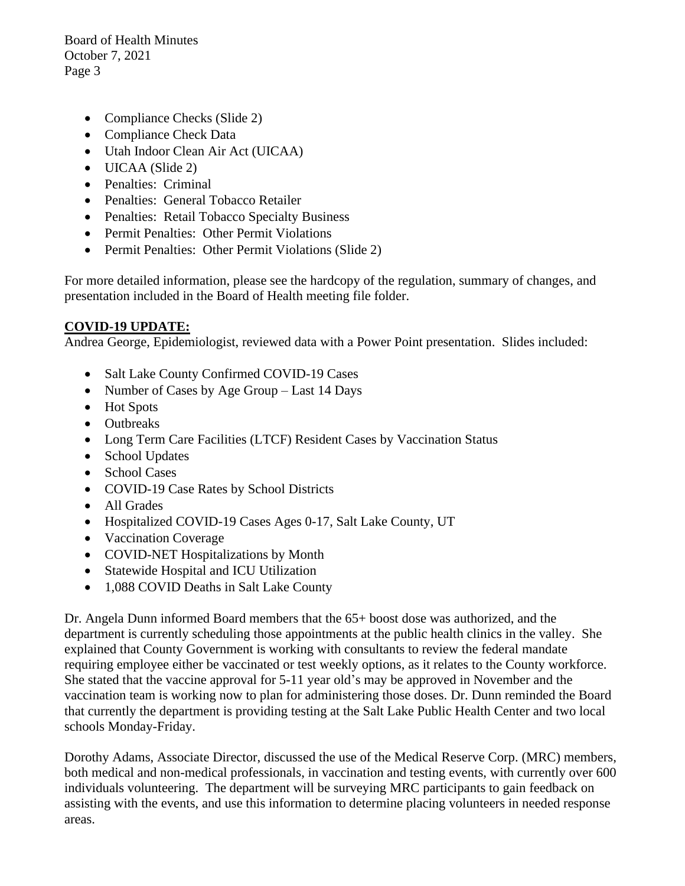- Compliance Checks (Slide 2)
- Compliance Check Data
- Utah Indoor Clean Air Act (UICAA)
- UICAA (Slide 2)
- Penalties: Criminal
- Penalties: General Tobacco Retailer
- Penalties: Retail Tobacco Specialty Business
- Permit Penalties: Other Permit Violations
- Permit Penalties: Other Permit Violations (Slide 2)

For more detailed information, please see the hardcopy of the regulation, summary of changes, and presentation included in the Board of Health meeting file folder.

**COVID-19 UPDATE:**

Andrea George, Epidemiologist, reviewed data with a Power Point presentation. Slides included:

- Salt Lake County Confirmed COVID-19 Cases
- Number of Cases by Age Group – Last 14 Days
- Hot Spots
- Outbreaks
- Long Term Care Facilities (LTCF) Resident Cases by Vaccination Status
- School Updates
- School Cases
- COVID-19 Case Rates by School Districts
- All Grades
- Hospitalized COVID-19 Cases Ages 0-17, Salt Lake County, UT
- Vaccination Coverage
- COVID-NET Hospitalizations by Month
- Statewide Hospital and ICU Utilization
- 1,088 COVID Deaths in Salt Lake County

Dr. Angela Dunn informed Board members that the 65+ boost dose was authorized, and the department is currently scheduling those appointments at the public health clinics in the valley. She explained that County Government is working with consultants to review the federal mandate requiring employee either be vaccinated or test weekly options, as it relates to the County workforce. She stated that the vaccine approval for 5-11 year old's may be approved in November and the vaccination team is working now to plan for administering those doses. Dr. Dunn reminded the Board that currently the department is providing testing at the Salt Lake Public Health Center and two local schools Monday-Friday.

Dorothy Adams, Associate Director, discussed the use of the Medical Reserve Corp. (MRC) members, both medical and non-medical professionals, in vaccination and testing events, with currently over 600 individuals volunteering. The department will be surveying MRC participants to gain feedback on assisting with the events, and use this information to determine placing volunteers in needed response areas.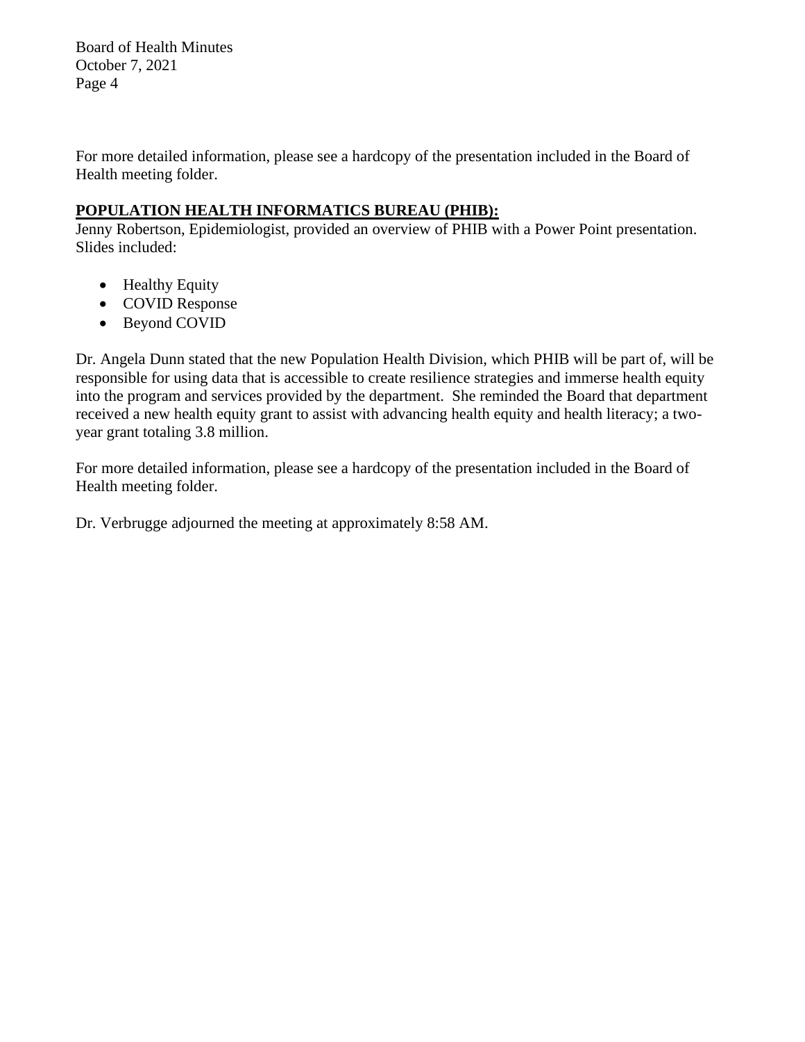For more detailed information, please see a hardcopy of the presentation included in the Board of Health meeting folder.

**POPULATION HEALTH INFORMATICS BUREAU (PHIB):**

Jenny Robertson, Epidemiologist, provided an overview of PHIB with a Power Point presentation. Slides included:

- Healthy Equity
- COVID Response
- Beyond COVID

Dr. Angela Dunn stated that the new Population Health Division, which PHIB will be part of, will be responsible for using data that is accessible to create resilience strategies and immerse health equity into the program and services provided by the department. She reminded the Board that department received a new health equity grant to assist with advancing health equity and health literacy; a two-year grant totaling 3.8 million.

For more detailed information, please see a hardcopy of the presentation included in the Board of Health meeting folder.

Dr. Verbrugge adjourned the meeting at approximately 8:58 AM.